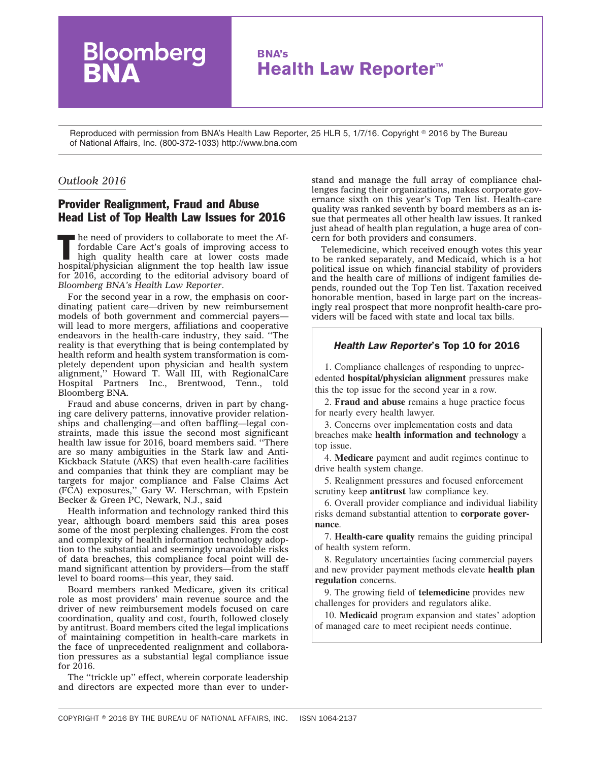# Bloomberg BNA

## BNA's Health Law Reporter™

Reproduced with permission from BNA's Health Law Reporter, 25 HLR 5, 1/7/16. Copyright © 2016 by The Bureau of National Affairs, Inc. (800-372-1033) http://www.bna.com

*Outlook 2016*

## Provider Realignment, Fraud and Abuse Head List of Top Health Law Issues for 2016

The need of providers to collaborate to meet the Affordable Care Act's goals of improving access to high quality health care at lower costs made hospital/physician alignment the top health law issue for 2016, according to the editorial advisory board of *Bloomberg BNA's Health Law Reporter*.

For the second year in a row, the emphasis on coordinating patient care—driven by new reimbursement models of both government and commercial payers—will lead to more mergers, affiliations and cooperative endeavors in the health-care industry, they said. ''The reality is that everything that is being contemplated by health reform and health system transformation is completely dependent upon physician and health system alignment,'' Howard T. Wall III, with RegionalCare Hospital Partners Inc., Brentwood, Tenn., told Bloomberg BNA.

Fraud and abuse concerns, driven in part by changing care delivery patterns, innovative provider relationships and challenging—and often baffling—legal constraints, made this issue the second most significant health law issue for 2016, board members said. ''There are so many ambiguities in the Stark law and Anti-Kickback Statute (AKS) that even health-care facilities and companies that think they are compliant may be targets for major compliance and False Claims Act (FCA) exposures,'' Gary W. Herschman, with Epstein Becker & Green PC, Newark, N.J., said

Health information and technology ranked third this year, although board members said this area poses some of the most perplexing challenges. From the cost and complexity of health information technology adoption to the substantial and seemingly unavoidable risks of data breaches, this compliance focal point will demand significant attention by providers—from the staff level to board rooms—this year, they said.

Board members ranked Medicare, given its critical role as most providers' main revenue source and the driver of new reimbursement models focused on care coordination, quality and cost, fourth, followed closely by antitrust. Board members cited the legal implications of maintaining competition in health-care markets in the face of unprecedented realignment and collaboration pressures as a substantial legal compliance issue for 2016.

The ''trickle up'' effect, wherein corporate leadership and directors are expected more than ever to understand and manage the full array of compliance challenges facing their organizations, makes corporate governance sixth on this year's Top Ten list. Health-care quality was ranked seventh by board members as an issue that permeates all other health law issues. It ranked just ahead of health plan regulation, a huge area of concern for both providers and consumers.

Telemedicine, which received enough votes this year to be ranked separately, and Medicaid, which is a hot political issue on which financial stability of providers and the health care of millions of indigent families depends, rounded out the Top Ten list. Taxation received honorable mention, based in large part on the increasingly real prospect that more nonprofit health-care providers will be faced with state and local tax bills.

### *Health Law Reporter*'s Top 10 for 2016

1. Compliance challenges of responding to unprecedented **hospital/physician alignment** pressures make this the top issue for the second year in a row.
2. **Fraud and abuse** remains a huge practice focus for nearly every health lawyer.
3. Concerns over implementation costs and data breaches make **health information and technology** a top issue.
4. **Medicare** payment and audit regimes continue to drive health system change.
5. Realignment pressures and focused enforcement scrutiny keep **antitrust** law compliance key.
6. Overall provider compliance and individual liability risks demand substantial attention to **corporate governance**.
7. **Health-care quality** remains the guiding principal of health system reform.
8. Regulatory uncertainties facing commercial payers and new provider payment methods elevate **health plan regulation** concerns.
9. The growing field of **telemedicine** provides new challenges for providers and regulators alike.
10. **Medicaid** program expansion and states' adoption of managed care to meet recipient needs continue.

COPYRIGHT © 2016 BY THE BUREAU OF NATIONAL AFFAIRS, INC. ISSN 1064-2137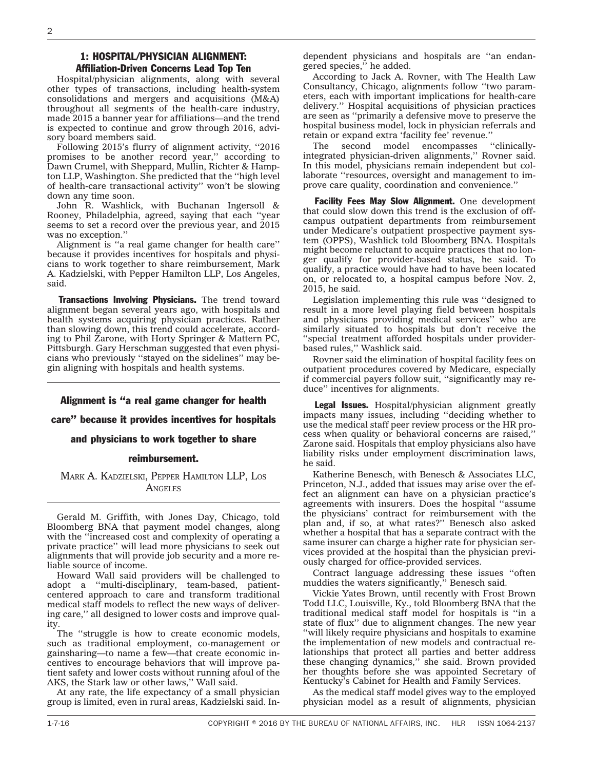## 1: HOSPITAL/PHYSICIAN ALIGNMENT: Affiliation-Driven Concerns Lead Top Ten

Hospital/physician alignments, along with several other types of transactions, including health-system consolidations and mergers and acquisitions (M&A) throughout all segments of the health-care industry, made 2015 a banner year for affiliations—and the trend is expected to continue and grow through 2016, advisory board members said.

Following 2015's flurry of alignment activity, ''2016 promises to be another record year,'' according to Dawn Crumel, with Sheppard, Mullin, Richter & Hampton LLP, Washington. She predicted that the ''high level of health-care transactional activity'' won't be slowing down any time soon.

John R. Washlick, with Buchanan Ingersoll & Rooney, Philadelphia, agreed, saying that each ''year seems to set a record over the previous year, and 2015 was no exception.''

Alignment is ''a real game changer for health care'' because it provides incentives for hospitals and physicians to work together to share reimbursement, Mark A. Kadzielski, with Pepper Hamilton LLP, Los Angeles, said.

**Transactions Involving Physicians.** The trend toward alignment began several years ago, with hospitals and health systems acquiring physician practices. Rather than slowing down, this trend could accelerate, according to Phil Zarone, with Horty Springer & Mattern PC, Pittsburgh. Gary Herschman suggested that even physicians who previously ''stayed on the sidelines'' may begin aligning with hospitals and health systems.

> **Alignment is ''a real game changer for health care'' because it provides incentives for hospitals and physicians to work together to share reimbursement.**
>
> MARK A. KADZIELSKI, PEPPER HAMILTON LLP, LOS ANGELES

Gerald M. Griffith, with Jones Day, Chicago, told Bloomberg BNA that payment model changes, along with the ''increased cost and complexity of operating a private practice'' will lead more physicians to seek out alignments that will provide job security and a more reliable source of income.

Howard Wall said providers will be challenged to adopt a ''multi-disciplinary, team-based, patient-centered approach to care and transform traditional medical staff models to reflect the new ways of delivering care,'' all designed to lower costs and improve quality.

The ''struggle is how to create economic models, such as traditional employment, co-management or gainsharing—to name a few—that create economic incentives to encourage behaviors that will improve patient safety and lower costs without running afoul of the AKS, the Stark law or other laws,'' Wall said.

At any rate, the life expectancy of a small physician group is limited, even in rural areas, Kadzielski said. Independent physicians and hospitals are ''an endangered species,'' he added.

According to Jack A. Rovner, with The Health Law Consultancy, Chicago, alignments follow ''two parameters, each with important implications for health-care delivery.'' Hospital acquisitions of physician practices are seen as ''primarily a defensive move to preserve the hospital business model, lock in physician referrals and retain or expand extra 'facility fee' revenue.''

The second model encompasses ''clinically-integrated physician-driven alignments,'' Rovner said. In this model, physicians remain independent but collaborate ''resources, oversight and management to improve care quality, coordination and convenience.''

**Facility Fees May Slow Alignment.** One development that could slow down this trend is the exclusion of off-campus outpatient departments from reimbursement under Medicare's outpatient prospective payment system (OPPS), Washlick told Bloomberg BNA. Hospitals might become reluctant to acquire practices that no longer qualify for provider-based status, he said. To qualify, a practice would have had to have been located on, or relocated to, a hospital campus before Nov. 2, 2015, he said.

Legislation implementing this rule was ''designed to result in a more level playing field between hospitals and physicians providing medical services'' who are similarly situated to hospitals but don't receive the ''special treatment afforded hospitals under provider-based rules,'' Washlick said.

Rovner said the elimination of hospital facility fees on outpatient procedures covered by Medicare, especially if commercial payers follow suit, ''significantly may reduce'' incentives for alignments.

**Legal Issues.** Hospital/physician alignment greatly impacts many issues, including ''deciding whether to use the medical staff peer review process or the HR process when quality or behavioral concerns are raised,'' Zarone said. Hospitals that employ physicians also have liability risks under employment discrimination laws, he said.

Katherine Benesch, with Benesch & Associates LLC, Princeton, N.J., added that issues may arise over the effect an alignment can have on a physician practice's agreements with insurers. Does the hospital ''assume the physicians' contract for reimbursement with the plan and, if so, at what rates?'' Benesch also asked whether a hospital that has a separate contract with the same insurer can charge a higher rate for physician services provided at the hospital than the physician previously charged for office-provided services.

Contract language addressing these issues ''often muddies the waters significantly,'' Benesch said.

Vickie Yates Brown, until recently with Frost Brown Todd LLC, Louisville, Ky., told Bloomberg BNA that the traditional medical staff model for hospitals is ''in a state of flux'' due to alignment changes. The new year ''will likely require physicians and hospitals to examine the implementation of new models and contractual relationships that protect all parties and better address these changing dynamics,'' she said. Brown provided her thoughts before she was appointed Secretary of Kentucky's Cabinet for Health and Family Services.

As the medical staff model gives way to the employed physician model as a result of alignments, physician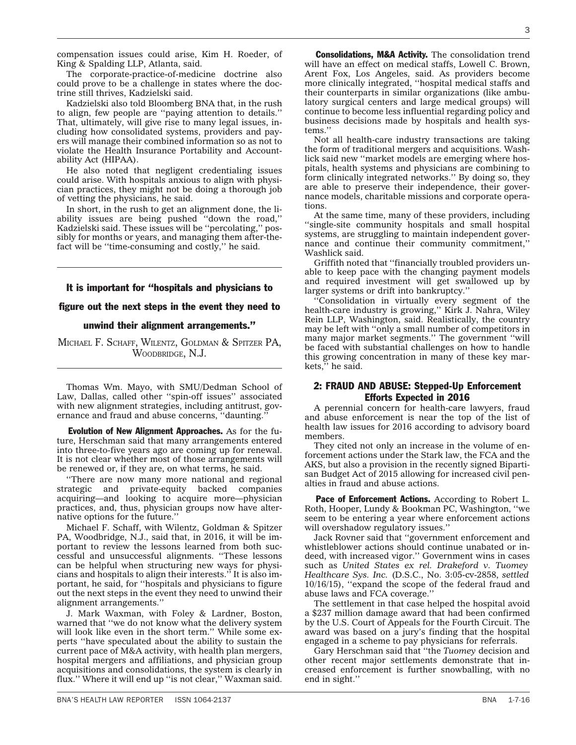compensation issues could arise, Kim H. Roeder, of King & Spalding LLP, Atlanta, said.

The corporate-practice-of-medicine doctrine also could prove to be a challenge in states where the doctrine still thrives, Kadzielski said.

Kadzielski also told Bloomberg BNA that, in the rush to align, few people are ''paying attention to details.'' That, ultimately, will give rise to many legal issues, including how consolidated systems, providers and payers will manage their combined information so as not to violate the Health Insurance Portability and Accountability Act (HIPAA).

He also noted that negligent credentialing issues could arise. With hospitals anxious to align with physician practices, they might not be doing a thorough job of vetting the physicians, he said.

In short, in the rush to get an alignment done, the liability issues are being pushed ''down the road,'' Kadzielski said. These issues will be ''percolating,'' possibly for months or years, and managing them after-the-fact will be ''time-consuming and costly,'' he said.

---

**It is important for ''hospitals and physicians to figure out the next steps in the event they need to unwind their alignment arrangements.''**

MICHAEL F. SCHAFF, WILENTZ, GOLDMAN & SPITZER PA, WOODBRIDGE, N.J.

---

Thomas Wm. Mayo, with SMU/Dedman School of Law, Dallas, called other ''spin-off issues'' associated with new alignment strategies, including antitrust, governance and fraud and abuse concerns, ''daunting.''

**Evolution of New Alignment Approaches.** As for the future, Herschman said that many arrangements entered into three-to-five years ago are coming up for renewal. It is not clear whether most of those arrangements will be renewed or, if they are, on what terms, he said.

''There are now many more national and regional strategic and private-equity backed companies acquiring—and looking to acquire more—physician practices, and, thus, physician groups now have alternative options for the future.''

Michael F. Schaff, with Wilentz, Goldman & Spitzer PA, Woodbridge, N.J., said that, in 2016, it will be important to review the lessons learned from both successful and unsuccessful alignments. ''These lessons can be helpful when structuring new ways for physicians and hospitals to align their interests.'' It is also important, he said, for ''hospitals and physicians to figure out the next steps in the event they need to unwind their alignment arrangements.''

J. Mark Waxman, with Foley & Lardner, Boston, warned that ''we do not know what the delivery system will look like even in the short term.'' While some experts ''have speculated about the ability to sustain the current pace of M&A activity, with health plan mergers, hospital mergers and affiliations, and physician group acquisitions and consolidations, the system is clearly in flux.'' Where it will end up ''is not clear,'' Waxman said.

**Consolidations, M&A Activity.** The consolidation trend will have an effect on medical staffs, Lowell C. Brown, Arent Fox, Los Angeles, said. As providers become more clinically integrated, ''hospital medical staffs and their counterparts in similar organizations (like ambulatory surgical centers and large medical groups) will continue to become less influential regarding policy and business decisions made by hospitals and health systems.''

Not all health-care industry transactions are taking the form of traditional mergers and acquisitions. Washlick said new ''market models are emerging where hospitals, health systems and physicians are combining to form clinically integrated networks.'' By doing so, they are able to preserve their independence, their governance models, charitable missions and corporate operations.

At the same time, many of these providers, including ''single-site community hospitals and small hospital systems, are struggling to maintain independent governance and continue their community commitment,'' Washlick said.

Griffith noted that ''financially troubled providers unable to keep pace with the changing payment models and required investment will get swallowed up by larger systems or drift into bankruptcy.''

''Consolidation in virtually every segment of the health-care industry is growing,'' Kirk J. Nahra, Wiley Rein LLP, Washington, said. Realistically, the country may be left with ''only a small number of competitors in many major market segments.'' The government ''will be faced with substantial challenges on how to handle this growing concentration in many of these key markets,'' he said.

## 2: FRAUD AND ABUSE: Stepped-Up Enforcement Efforts Expected in 2016

A perennial concern for health-care lawyers, fraud and abuse enforcement is near the top of the list of health law issues for 2016 according to advisory board members.

They cited not only an increase in the volume of enforcement actions under the Stark law, the FCA and the AKS, but also a provision in the recently signed Bipartisan Budget Act of 2015 allowing for increased civil penalties in fraud and abuse actions.

**Pace of Enforcement Actions.** According to Robert L. Roth, Hooper, Lundy & Bookman PC, Washington, ''we seem to be entering a year where enforcement actions will overshadow regulatory issues.''

Jack Rovner said that ''government enforcement and whistleblower actions should continue unabated or indeed, with increased vigor.'' Government wins in cases such as *United States ex rel. Drakeford v. Tuomey Healthcare Sys. Inc.* (D.S.C., No. 3:05-cv-2858, *settled* 10/16/15), ''expand the scope of the federal fraud and abuse laws and FCA coverage.''

The settlement in that case helped the hospital avoid a $237 million damage award that had been confirmed by the U.S. Court of Appeals for the Fourth Circuit. The award was based on a jury's finding that the hospital engaged in a scheme to pay physicians for referrals.

Gary Herschman said that ''the *Tuomey* decision and other recent major settlements demonstrate that increased enforcement is further snowballing, with no end in sight.''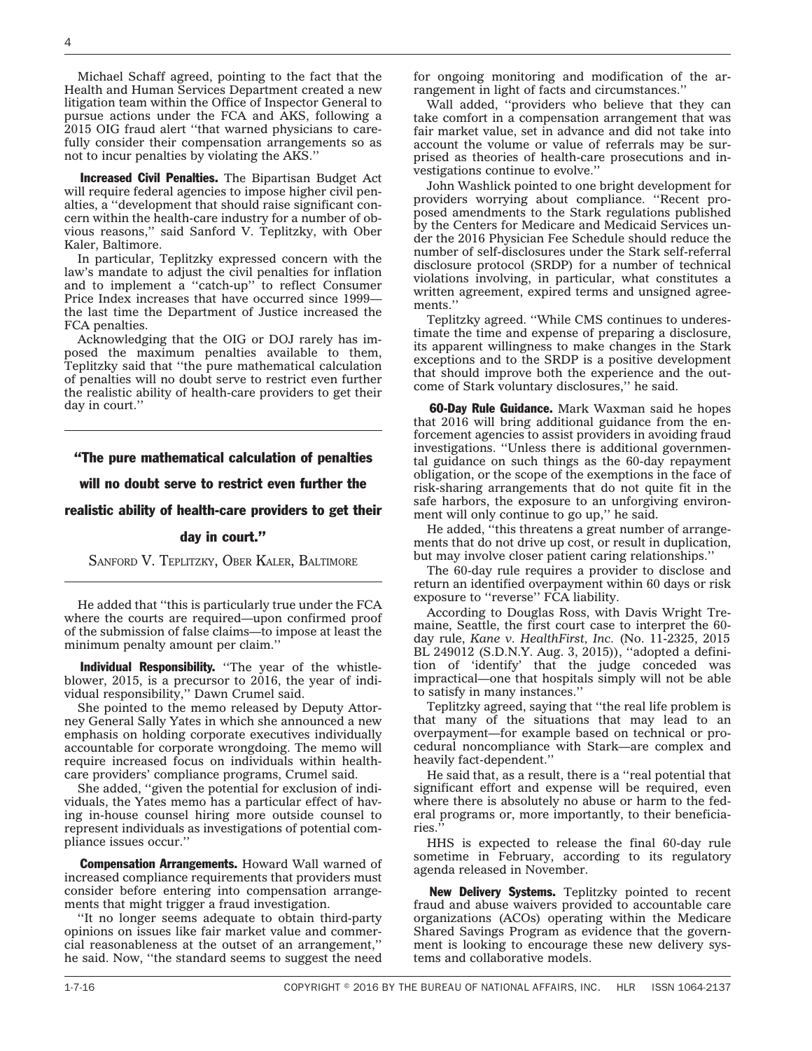Michael Schaff agreed, pointing to the fact that the Health and Human Services Department created a new litigation team within the Office of Inspector General to pursue actions under the FCA and AKS, following a 2015 OIG fraud alert ''that warned physicians to carefully consider their compensation arrangements so as not to incur penalties by violating the AKS.''

**Increased Civil Penalties.** The Bipartisan Budget Act will require federal agencies to impose higher civil penalties, a ''development that should raise significant concern within the health-care industry for a number of obvious reasons,'' said Sanford V. Teplitzky, with Ober Kaler, Baltimore.

In particular, Teplitzky expressed concern with the law's mandate to adjust the civil penalties for inflation and to implement a ''catch-up'' to reflect Consumer Price Index increases that have occurred since 1999—the last time the Department of Justice increased the FCA penalties.

Acknowledging that the OIG or DOJ rarely has imposed the maximum penalties available to them, Teplitzky said that ''the pure mathematical calculation of penalties will no doubt serve to restrict even further the realistic ability of health-care providers to get their day in court.''

> **''The pure mathematical calculation of penalties will no doubt serve to restrict even further the realistic ability of health-care providers to get their day in court.''**
>
> SANFORD V. TEPLITZKY, OBER KALER, BALTIMORE

He added that ''this is particularly true under the FCA where the courts are required—upon confirmed proof of the submission of false claims—to impose at least the minimum penalty amount per claim.''

**Individual Responsibility.** ''The year of the whistleblower, 2015, is a precursor to 2016, the year of individual responsibility,'' Dawn Crumel said.

She pointed to the memo released by Deputy Attorney General Sally Yates in which she announced a new emphasis on holding corporate executives individually accountable for corporate wrongdoing. The memo will require increased focus on individuals within health-care providers' compliance programs, Crumel said.

She added, ''given the potential for exclusion of individuals, the Yates memo has a particular effect of having in-house counsel hiring more outside counsel to represent individuals as investigations of potential compliance issues occur.''

**Compensation Arrangements.** Howard Wall warned of increased compliance requirements that providers must consider before entering into compensation arrangements that might trigger a fraud investigation.

''It no longer seems adequate to obtain third-party opinions on issues like fair market value and commercial reasonableness at the outset of an arrangement,'' he said. Now, ''the standard seems to suggest the need for ongoing monitoring and modification of the arrangement in light of facts and circumstances.''

Wall added, ''providers who believe that they can take comfort in a compensation arrangement that was fair market value, set in advance and did not take into account the volume or value of referrals may be surprised as theories of health-care prosecutions and investigations continue to evolve.''

John Washlick pointed to one bright development for providers worrying about compliance. ''Recent proposed amendments to the Stark regulations published by the Centers for Medicare and Medicaid Services under the 2016 Physician Fee Schedule should reduce the number of self-disclosures under the Stark self-referral disclosure protocol (SRDP) for a number of technical violations involving, in particular, what constitutes a written agreement, expired terms and unsigned agreements.''

Teplitzky agreed. ''While CMS continues to underestimate the time and expense of preparing a disclosure, its apparent willingness to make changes in the Stark exceptions and to the SRDP is a positive development that should improve both the experience and the outcome of Stark voluntary disclosures,'' he said.

**60-Day Rule Guidance.** Mark Waxman said he hopes that 2016 will bring additional guidance from the enforcement agencies to assist providers in avoiding fraud investigations. ''Unless there is additional governmental guidance on such things as the 60-day repayment obligation, or the scope of the exemptions in the face of risk-sharing arrangements that do not quite fit in the safe harbors, the exposure to an unforgiving environment will only continue to go up,'' he said.

He added, ''this threatens a great number of arrangements that do not drive up cost, or result in duplication, but may involve closer patient caring relationships.''

The 60-day rule requires a provider to disclose and return an identified overpayment within 60 days or risk exposure to ''reverse'' FCA liability.

According to Douglas Ross, with Davis Wright Tremaine, Seattle, the first court case to interpret the 60-day rule, *Kane v. HealthFirst, Inc.* (No. 11-2325, 2015 BL 249012 (S.D.N.Y. Aug. 3, 2015)), ''adopted a definition of 'identify' that the judge conceded was impractical—one that hospitals simply will not be able to satisfy in many instances.''

Teplitzky agreed, saying that ''the real life problem is that many of the situations that may lead to an overpayment—for example based on technical or procedural noncompliance with Stark—are complex and heavily fact-dependent.''

He said that, as a result, there is a ''real potential that significant effort and expense will be required, even where there is absolutely no abuse or harm to the federal programs or, more importantly, to their beneficiaries.''

HHS is expected to release the final 60-day rule sometime in February, according to its regulatory agenda released in November.

**New Delivery Systems.** Teplitzky pointed to recent fraud and abuse waivers provided to accountable care organizations (ACOs) operating within the Medicare Shared Savings Program as evidence that the government is looking to encourage these new delivery systems and collaborative models.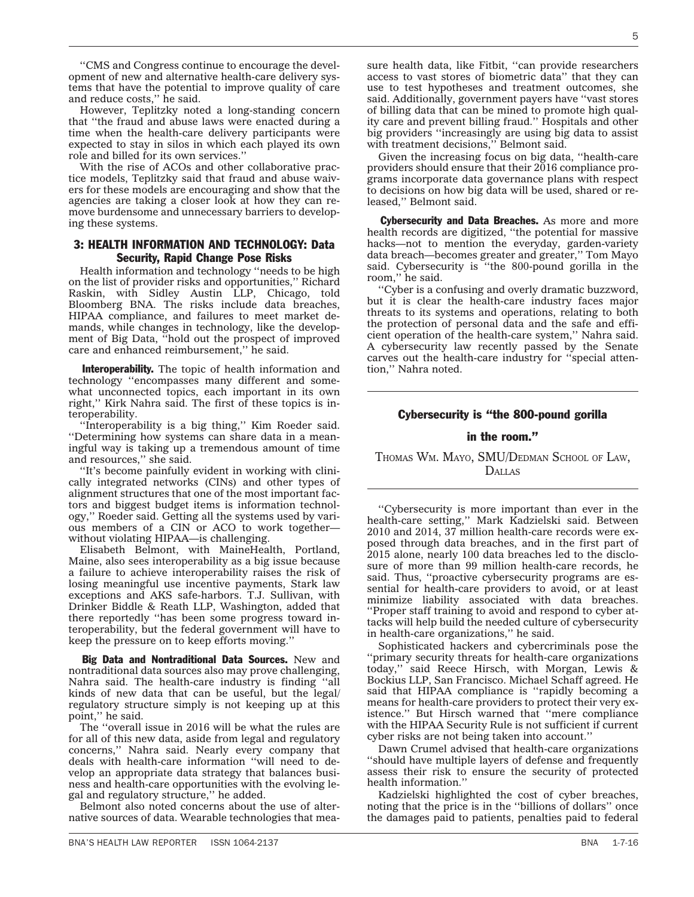''CMS and Congress continue to encourage the development of new and alternative health-care delivery systems that have the potential to improve quality of care and reduce costs,'' he said.

However, Teplitzky noted a long-standing concern that ''the fraud and abuse laws were enacted during a time when the health-care delivery participants were expected to stay in silos in which each played its own role and billed for its own services.''

With the rise of ACOs and other collaborative practice models, Teplitzky said that fraud and abuse waivers for these models are encouraging and show that the agencies are taking a closer look at how they can remove burdensome and unnecessary barriers to developing these systems.

## 3: HEALTH INFORMATION AND TECHNOLOGY: Data Security, Rapid Change Pose Risks

Health information and technology ''needs to be high on the list of provider risks and opportunities,'' Richard Raskin, with Sidley Austin LLP, Chicago, told Bloomberg BNA. The risks include data breaches, HIPAA compliance, and failures to meet market demands, while changes in technology, like the development of Big Data, ''hold out the prospect of improved care and enhanced reimbursement,'' he said.

**Interoperability.** The topic of health information and technology ''encompasses many different and somewhat unconnected topics, each important in its own right,'' Kirk Nahra said. The first of these topics is interoperability.

''Interoperability is a big thing,'' Kim Roeder said. ''Determining how systems can share data in a meaningful way is taking up a tremendous amount of time and resources,'' she said.

''It's become painfully evident in working with clinically integrated networks (CINs) and other types of alignment structures that one of the most important factors and biggest budget items is information technology,'' Roeder said. Getting all the systems used by various members of a CIN or ACO to work together—without violating HIPAA—is challenging.

Elisabeth Belmont, with MaineHealth, Portland, Maine, also sees interoperability as a big issue because a failure to achieve interoperability raises the risk of losing meaningful use incentive payments, Stark law exceptions and AKS safe-harbors. T.J. Sullivan, with Drinker Biddle & Reath LLP, Washington, added that there reportedly ''has been some progress toward interoperability, but the federal government will have to keep the pressure on to keep efforts moving.''

**Big Data and Nontraditional Data Sources.** New and nontraditional data sources also may prove challenging, Nahra said. The health-care industry is finding ''all kinds of new data that can be useful, but the legal/regulatory structure simply is not keeping up at this point,'' he said.

The ''overall issue in 2016 will be what the rules are for all of this new data, aside from legal and regulatory concerns,'' Nahra said. Nearly every company that deals with health-care information ''will need to develop an appropriate data strategy that balances business and health-care opportunities with the evolving legal and regulatory structure,'' he added.

Belmont also noted concerns about the use of alternative sources of data. Wearable technologies that measure health data, like Fitbit, ''can provide researchers access to vast stores of biometric data'' that they can use to test hypotheses and treatment outcomes, she said. Additionally, government payers have ''vast stores of billing data that can be mined to promote high quality care and prevent billing fraud.'' Hospitals and other big providers ''increasingly are using big data to assist with treatment decisions,'' Belmont said.

Given the increasing focus on big data, ''health-care providers should ensure that their 2016 compliance programs incorporate data governance plans with respect to decisions on how big data will be used, shared or released,'' Belmont said.

**Cybersecurity and Data Breaches.** As more and more health records are digitized, ''the potential for massive hacks—not to mention the everyday, garden-variety data breach—becomes greater and greater,'' Tom Mayo said. Cybersecurity is ''the 800-pound gorilla in the room,'' he said.

''Cyber is a confusing and overly dramatic buzzword, but it is clear the health-care industry faces major threats to its systems and operations, relating to both the protection of personal data and the safe and efficient operation of the health-care system,'' Nahra said. A cybersecurity law recently passed by the Senate carves out the health-care industry for ''special attention,'' Nahra noted.

---

**Cybersecurity is "the 800-pound gorilla in the room."**

THOMAS WM. MAYO, SMU/DEDMAN SCHOOL OF LAW, DALLAS

---

''Cybersecurity is more important than ever in the health-care setting,'' Mark Kadzielski said. Between 2010 and 2014, 37 million health-care records were exposed through data breaches, and in the first part of 2015 alone, nearly 100 data breaches led to the disclosure of more than 99 million health-care records, he said. Thus, ''proactive cybersecurity programs are essential for health-care providers to avoid, or at least minimize liability associated with data breaches. ''Proper staff training to avoid and respond to cyber attacks will help build the needed culture of cybersecurity in health-care organizations,'' he said.

Sophisticated hackers and cybercriminals pose the ''primary security threats for health-care organizations today,'' said Reece Hirsch, with Morgan, Lewis & Bockius LLP, San Francisco. Michael Schaff agreed. He said that HIPAA compliance is ''rapidly becoming a means for health-care providers to protect their very existence.'' But Hirsch warned that ''mere compliance with the HIPAA Security Rule is not sufficient if current cyber risks are not being taken into account.''

Dawn Crumel advised that health-care organizations ''should have multiple layers of defense and frequently assess their risk to ensure the security of protected health information.''

Kadzielski highlighted the cost of cyber breaches, noting that the price is in the ''billions of dollars'' once the damages paid to patients, penalties paid to federal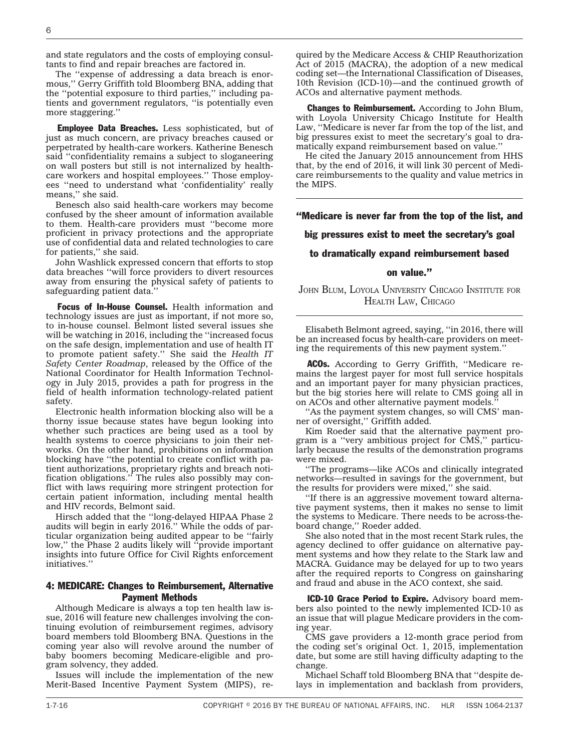and state regulators and the costs of employing consultants to find and repair breaches are factored in.

The ''expense of addressing a data breach is enormous,'' Gerry Griffith told Bloomberg BNA, adding that the ''potential exposure to third parties,'' including patients and government regulators, ''is potentially even more staggering.''

**Employee Data Breaches.** Less sophisticated, but of just as much concern, are privacy breaches caused or perpetrated by health-care workers. Katherine Benesch said ''confidentiality remains a subject to sloganeering on wall posters but still is not internalized by health-care workers and hospital employees.'' Those employees ''need to understand what 'confidentiality' really means,'' she said.

Benesch also said health-care workers may become confused by the sheer amount of information available to them. Health-care providers must ''become more proficient in privacy protections and the appropriate use of confidential data and related technologies to care for patients,'' she said.

John Washlick expressed concern that efforts to stop data breaches ''will force providers to divert resources away from ensuring the physical safety of patients to safeguarding patient data.''

**Focus of In-House Counsel.** Health information and technology issues are just as important, if not more so, to in-house counsel. Belmont listed several issues she will be watching in 2016, including the ''increased focus on the safe design, implementation and use of health IT to promote patient safety.'' She said the *Health IT Safety Center Roadmap*, released by the Office of the National Coordinator for Health Information Technology in July 2015, provides a path for progress in the field of health information technology-related patient safety.

Electronic health information blocking also will be a thorny issue because states have begun looking into whether such practices are being used as a tool by health systems to coerce physicians to join their networks. On the other hand, prohibitions on information blocking have ''the potential to create conflict with patient authorizations, proprietary rights and breach notification obligations.'' The rules also possibly may conflict with laws requiring more stringent protection for certain patient information, including mental health and HIV records, Belmont said.

Hirsch added that the ''long-delayed HIPAA Phase 2 audits will begin in early 2016.'' While the odds of particular organization being audited appear to be ''fairly low,'' the Phase 2 audits likely will ''provide important insights into future Office for Civil Rights enforcement initiatives.''

## 4: MEDICARE: Changes to Reimbursement, Alternative Payment Methods

Although Medicare is always a top ten health law issue, 2016 will feature new challenges involving the continuing evolution of reimbursement regimes, advisory board members told Bloomberg BNA. Questions in the coming year also will revolve around the number of baby boomers becoming Medicare-eligible and program solvency, they added.

Issues will include the implementation of the new Merit-Based Incentive Payment System (MIPS), required by the Medicare Access & CHIP Reauthorization Act of 2015 (MACRA), the adoption of a new medical coding set—the International Classification of Diseases, 10th Revision (ICD-10)—and the continued growth of ACOs and alternative payment methods.

**Changes to Reimbursement.** According to John Blum, with Loyola University Chicago Institute for Health Law, ''Medicare is never far from the top of the list, and big pressures exist to meet the secretary's goal to dramatically expand reimbursement based on value.''

He cited the January 2015 announcement from HHS that, by the end of 2016, it will link 30 percent of Medicare reimbursements to the quality and value metrics in the MIPS.

> **''Medicare is never far from the top of the list, and big pressures exist to meet the secretary's goal to dramatically expand reimbursement based on value.''**
>
> JOHN BLUM, LOYOLA UNIVERSITY CHICAGO INSTITUTE FOR HEALTH LAW, CHICAGO

Elisabeth Belmont agreed, saying, ''in 2016, there will be an increased focus by health-care providers on meeting the requirements of this new payment system.''

**ACOs.** According to Gerry Griffith, ''Medicare remains the largest payer for most full service hospitals and an important payer for many physician practices, but the big stories here will relate to CMS going all in on ACOs and other alternative payment models.''

''As the payment system changes, so will CMS' manner of oversight,'' Griffith added.

Kim Roeder said that the alternative payment program is a ''very ambitious project for CMS,'' particularly because the results of the demonstration programs were mixed.

''The programs—like ACOs and clinically integrated networks—resulted in savings for the government, but the results for providers were mixed,'' she said.

''If there is an aggressive movement toward alternative payment systems, then it makes no sense to limit the systems to Medicare. There needs to be across-the-board change,'' Roeder added.

She also noted that in the most recent Stark rules, the agency declined to offer guidance on alternative payment systems and how they relate to the Stark law and MACRA. Guidance may be delayed for up to two years after the required reports to Congress on gainsharing and fraud and abuse in the ACO context, she said.

**ICD-10 Grace Period to Expire.** Advisory board members also pointed to the newly implemented ICD-10 as an issue that will plague Medicare providers in the coming year.

CMS gave providers a 12-month grace period from the coding set's original Oct. 1, 2015, implementation date, but some are still having difficulty adapting to the change.

Michael Schaff told Bloomberg BNA that ''despite delays in implementation and backlash from providers,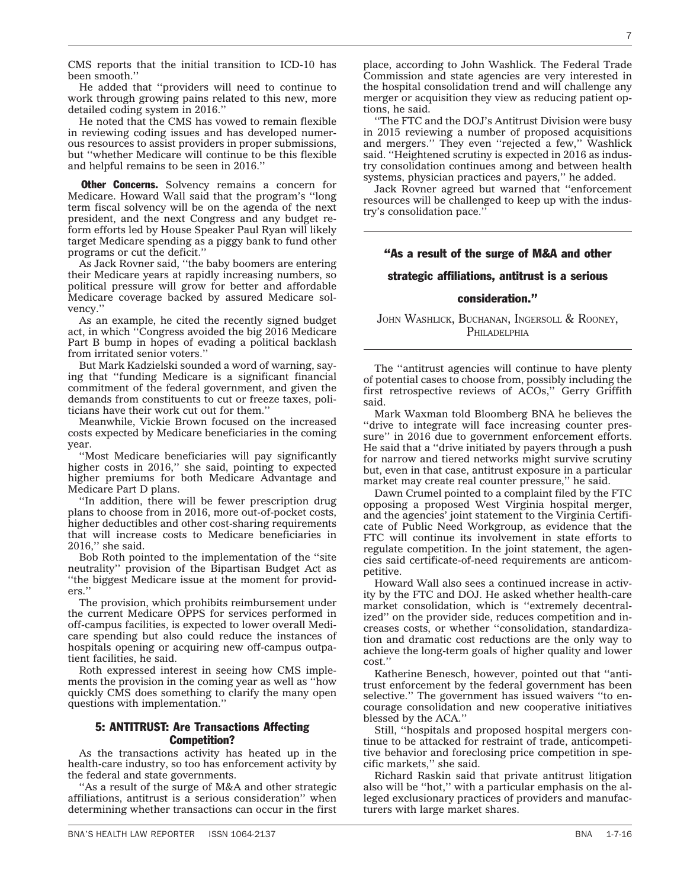CMS reports that the initial transition to ICD-10 has been smooth.''

He added that ''providers will need to continue to work through growing pains related to this new, more detailed coding system in 2016.''

He noted that the CMS has vowed to remain flexible in reviewing coding issues and has developed numerous resources to assist providers in proper submissions, but ''whether Medicare will continue to be this flexible and helpful remains to be seen in 2016.''

**Other Concerns.** Solvency remains a concern for Medicare. Howard Wall said that the program's ''long term fiscal solvency will be on the agenda of the next president, and the next Congress and any budget reform efforts led by House Speaker Paul Ryan will likely target Medicare spending as a piggy bank to fund other programs or cut the deficit.''

As Jack Rovner said, ''the baby boomers are entering their Medicare years at rapidly increasing numbers, so political pressure will grow for better and affordable Medicare coverage backed by assured Medicare solvency.''

As an example, he cited the recently signed budget act, in which ''Congress avoided the big 2016 Medicare Part B bump in hopes of evading a political backlash from irritated senior voters.''

But Mark Kadzielski sounded a word of warning, saying that ''funding Medicare is a significant financial commitment of the federal government, and given the demands from constituents to cut or freeze taxes, politicians have their work cut out for them.''

Meanwhile, Vickie Brown focused on the increased costs expected by Medicare beneficiaries in the coming year.

''Most Medicare beneficiaries will pay significantly higher costs in 2016,'' she said, pointing to expected higher premiums for both Medicare Advantage and Medicare Part D plans.

''In addition, there will be fewer prescription drug plans to choose from in 2016, more out-of-pocket costs, higher deductibles and other cost-sharing requirements that will increase costs to Medicare beneficiaries in 2016,'' she said.

Bob Roth pointed to the implementation of the ''site neutrality'' provision of the Bipartisan Budget Act as ''the biggest Medicare issue at the moment for providers.''

The provision, which prohibits reimbursement under the current Medicare OPPS for services performed in off-campus facilities, is expected to lower overall Medicare spending but also could reduce the instances of hospitals opening or acquiring new off-campus outpatient facilities, he said.

Roth expressed interest in seeing how CMS implements the provision in the coming year as well as ''how quickly CMS does something to clarify the many open questions with implementation.''

## 5: ANTITRUST: Are Transactions Affecting Competition?

As the transactions activity has heated up in the health-care industry, so too has enforcement activity by the federal and state governments.

''As a result of the surge of M&A and other strategic affiliations, antitrust is a serious consideration'' when determining whether transactions can occur in the first place, according to John Washlick. The Federal Trade Commission and state agencies are very interested in the hospital consolidation trend and will challenge any merger or acquisition they view as reducing patient options, he said.

''The FTC and the DOJ's Antitrust Division were busy in 2015 reviewing a number of proposed acquisitions and mergers.'' They even ''rejected a few,'' Washlick said. ''Heightened scrutiny is expected in 2016 as industry consolidation continues among and between health systems, physician practices and payers,'' he added.

Jack Rovner agreed but warned that ''enforcement resources will be challenged to keep up with the industry's consolidation pace.''

> **''As a result of the surge of M&A and other strategic affiliations, antitrust is a serious consideration.''**
>
> JOHN WASHLICK, BUCHANAN, INGERSOLL & ROONEY, PHILADELPHIA

The ''antitrust agencies will continue to have plenty of potential cases to choose from, possibly including the first retrospective reviews of ACOs,'' Gerry Griffith said.

Mark Waxman told Bloomberg BNA he believes the ''drive to integrate will face increasing counter pressure'' in 2016 due to government enforcement efforts. He said that a ''drive initiated by payers through a push for narrow and tiered networks might survive scrutiny but, even in that case, antitrust exposure in a particular market may create real counter pressure,'' he said.

Dawn Crumel pointed to a complaint filed by the FTC opposing a proposed West Virginia hospital merger, and the agencies' joint statement to the Virginia Certificate of Public Need Workgroup, as evidence that the FTC will continue its involvement in state efforts to regulate competition. In the joint statement, the agencies said certificate-of-need requirements are anticompetitive.

Howard Wall also sees a continued increase in activity by the FTC and DOJ. He asked whether health-care market consolidation, which is ''extremely decentralized'' on the provider side, reduces competition and increases costs, or whether ''consolidation, standardization and dramatic cost reductions are the only way to achieve the long-term goals of higher quality and lower cost.''

Katherine Benesch, however, pointed out that ''antitrust enforcement by the federal government has been selective.'' The government has issued waivers ''to encourage consolidation and new cooperative initiatives blessed by the ACA.''

Still, ''hospitals and proposed hospital mergers continue to be attacked for restraint of trade, anticompetitive behavior and foreclosing price competition in specific markets,'' she said.

Richard Raskin said that private antitrust litigation also will be ''hot,'' with a particular emphasis on the alleged exclusionary practices of providers and manufacturers with large market shares.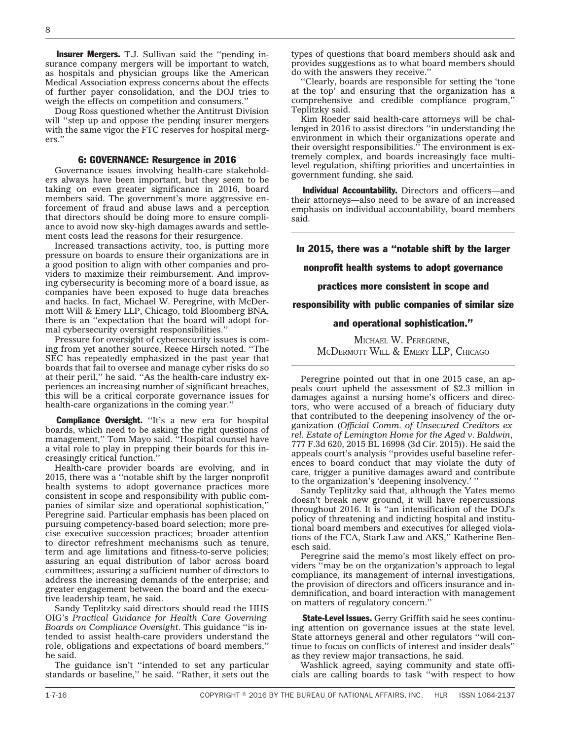**Insurer Mergers.** T.J. Sullivan said the ''pending insurance company mergers will be important to watch, as hospitals and physician groups like the American Medical Association express concerns about the effects of further payer consolidation, and the DOJ tries to weigh the effects on competition and consumers.''

Doug Ross questioned whether the Antitrust Division will ''step up and oppose the pending insurer mergers with the same vigor the FTC reserves for hospital mergers.''

## 6: GOVERNANCE: Resurgence in 2016

Governance issues involving health-care stakeholders always have been important, but they seem to be taking on even greater significance in 2016, board members said. The government's more aggressive enforcement of fraud and abuse laws and a perception that directors should be doing more to ensure compliance to avoid now sky-high damages awards and settlement costs lead the reasons for their resurgence.

Increased transactions activity, too, is putting more pressure on boards to ensure their organizations are in a good position to align with other companies and providers to maximize their reimbursement. And improving cybersecurity is becoming more of a board issue, as companies have been exposed to huge data breaches and hacks. In fact, Michael W. Peregrine, with McDermott Will & Emery LLP, Chicago, told Bloomberg BNA, there is an ''expectation that the board will adopt formal cybersecurity oversight responsibilities.''

Pressure for oversight of cybersecurity issues is coming from yet another source, Reece Hirsch noted. ''The SEC has repeatedly emphasized in the past year that boards that fail to oversee and manage cyber risks do so at their peril,'' he said. ''As the health-care industry experiences an increasing number of significant breaches, this will be a critical corporate governance issues for health-care organizations in the coming year.''

**Compliance Oversight.** ''It's a new era for hospital boards, which need to be asking the right questions of management,'' Tom Mayo said. ''Hospital counsel have a vital role to play in prepping their boards for this increasingly critical function.''

Health-care provider boards are evolving, and in 2015, there was a ''notable shift by the larger nonprofit health systems to adopt governance practices more consistent in scope and responsibility with public companies of similar size and operational sophistication,'' Peregrine said. Particular emphasis has been placed on pursuing competency-based board selection; more precise executive succession practices; broader attention to director refreshment mechanisms such as tenure, term and age limitations and fitness-to-serve policies; assuring an equal distribution of labor across board committees; assuring a sufficient number of directors to address the increasing demands of the enterprise; and greater engagement between the board and the executive leadership team, he said.

Sandy Teplitzky said directors should read the HHS OIG's *Practical Guidance for Health Care Governing Boards on Compliance Oversight*. This guidance ''is intended to assist health-care providers understand the role, obligations and expectations of board members,'' he said.

The guidance isn't ''intended to set any particular standards or baseline,'' he said. ''Rather, it sets out the types of questions that board members should ask and provides suggestions as to what board members should do with the answers they receive.''

''Clearly, boards are responsible for setting the 'tone at the top' and ensuring that the organization has a comprehensive and credible compliance program,'' Teplitzky said.

Kim Roeder said health-care attorneys will be challenged in 2016 to assist directors ''in understanding the environment in which their organizations operate and their oversight responsibilities.'' The environment is extremely complex, and boards increasingly face multilevel regulation, shifting priorities and uncertainties in government funding, she said.

**Individual Accountability.** Directors and officers—and their attorneys—also need to be aware of an increased emphasis on individual accountability, board members said.

> **In 2015, there was a ''notable shift by the larger nonprofit health systems to adopt governance practices more consistent in scope and responsibility with public companies of similar size and operational sophistication.''**
>
> MICHAEL W. PEREGRINE, MCDERMOTT WILL & EMERY LLP, CHICAGO

Peregrine pointed out that in one 2015 case, an appeals court upheld the assessment of $2.3 million in damages against a nursing home's officers and directors, who were accused of a breach of fiduciary duty that contributed to the deepening insolvency of the organization (*Official Comm. of Unsecured Creditors ex rel. Estate of Lemington Home for the Aged v. Baldwin*, 777 F.3d 620, 2015 BL 16998 (3d Cir. 2015)). He said the appeals court's analysis ''provides useful baseline references to board conduct that may violate the duty of care, trigger a punitive damages award and contribute to the organization's 'deepening insolvency.' ''

Sandy Teplitzky said that, although the Yates memo doesn't break new ground, it will have repercussions throughout 2016. It is ''an intensification of the DOJ's policy of threatening and indicting hospital and institutional board members and executives for alleged violations of the FCA, Stark Law and AKS,'' Katherine Benesch said.

Peregrine said the memo's most likely effect on providers ''may be on the organization's approach to legal compliance, its management of internal investigations, the provision of directors and officers insurance and indemnification, and board interaction with management on matters of regulatory concern.''

**State-Level Issues.** Gerry Griffith said he sees continuing attention on governance issues at the state level. State attorneys general and other regulators ''will continue to focus on conflicts of interest and insider deals'' as they review major transactions, he said.

Washlick agreed, saying community and state officials are calling boards to task ''with respect to how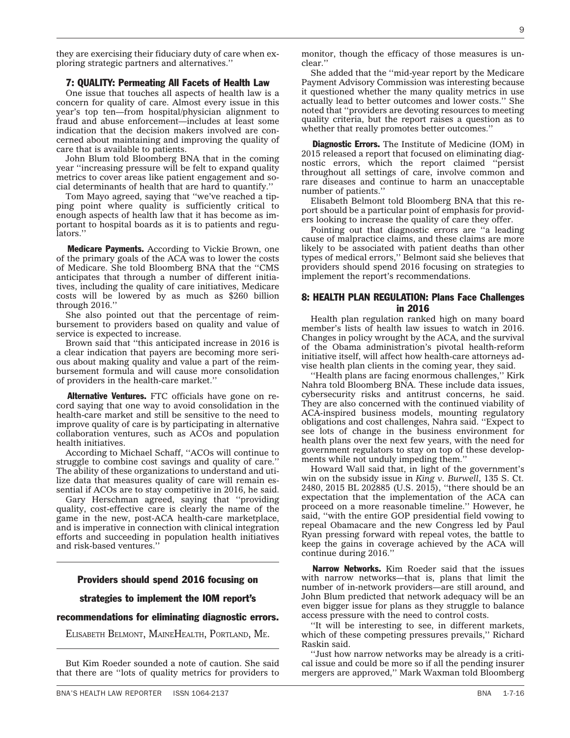they are exercising their fiduciary duty of care when exploring strategic partners and alternatives.''

## 7: QUALITY: Permeating All Facets of Health Law

One issue that touches all aspects of health law is a concern for quality of care. Almost every issue in this year's top ten—from hospital/physician alignment to fraud and abuse enforcement—includes at least some indication that the decision makers involved are concerned about maintaining and improving the quality of care that is available to patients.

John Blum told Bloomberg BNA that in the coming year ''increasing pressure will be felt to expand quality metrics to cover areas like patient engagement and social determinants of health that are hard to quantify.''

Tom Mayo agreed, saying that ''we've reached a tipping point where quality is sufficiently critical to enough aspects of health law that it has become as important to hospital boards as it is to patients and regulators.''

**Medicare Payments.** According to Vickie Brown, one of the primary goals of the ACA was to lower the costs of Medicare. She told Bloomberg BNA that the ''CMS anticipates that through a number of different initiatives, including the quality of care initiatives, Medicare costs will be lowered by as much as $260 billion through 2016.''

She also pointed out that the percentage of reimbursement to providers based on quality and value of service is expected to increase.

Brown said that ''this anticipated increase in 2016 is a clear indication that payers are becoming more serious about making quality and value a part of the reimbursement formula and will cause more consolidation of providers in the health-care market.''

**Alternative Ventures.** FTC officials have gone on record saying that one way to avoid consolidation in the health-care market and still be sensitive to the need to improve quality of care is by participating in alternative collaboration ventures, such as ACOs and population health initiatives.

According to Michael Schaff, ''ACOs will continue to struggle to combine cost savings and quality of care.'' The ability of these organizations to understand and utilize data that measures quality of care will remain essential if ACOs are to stay competitive in 2016, he said.

Gary Herschman agreed, saying that ''providing quality, cost-effective care is clearly the name of the game in the new, post-ACA health-care marketplace, and is imperative in connection with clinical integration efforts and succeeding in population health initiatives and risk-based ventures.''

---

**Providers should spend 2016 focusing on strategies to implement the IOM report's recommendations for eliminating diagnostic errors.**

Elisabeth Belmont, MaineHealth, Portland, Me.

---

But Kim Roeder sounded a note of caution. She said that there are ''lots of quality metrics for providers to monitor, though the efficacy of those measures is unclear.''

She added that the ''mid-year report by the Medicare Payment Advisory Commission was interesting because it questioned whether the many quality metrics in use actually lead to better outcomes and lower costs.'' She noted that ''providers are devoting resources to meeting quality criteria, but the report raises a question as to whether that really promotes better outcomes.''

**Diagnostic Errors.** The Institute of Medicine (IOM) in 2015 released a report that focused on eliminating diagnostic errors, which the report claimed ''persist throughout all settings of care, involve common and rare diseases and continue to harm an unacceptable number of patients.''

Elisabeth Belmont told Bloomberg BNA that this report should be a particular point of emphasis for providers looking to increase the quality of care they offer.

Pointing out that diagnostic errors are ''a leading cause of malpractice claims, and these claims are more likely to be associated with patient deaths than other types of medical errors,'' Belmont said she believes that providers should spend 2016 focusing on strategies to implement the report's recommendations.

## 8: HEALTH PLAN REGULATION: Plans Face Challenges in 2016

Health plan regulation ranked high on many board member's lists of health law issues to watch in 2016. Changes in policy wrought by the ACA, and the survival of the Obama administration's pivotal health-reform initiative itself, will affect how health-care attorneys advise health plan clients in the coming year, they said.

''Health plans are facing enormous challenges,'' Kirk Nahra told Bloomberg BNA. These include data issues, cybersecurity risks and antitrust concerns, he said. They are also concerned with the continued viability of ACA-inspired business models, mounting regulatory obligations and cost challenges, Nahra said. ''Expect to see lots of change in the business environment for health plans over the next few years, with the need for government regulators to stay on top of these developments while not unduly impeding them.''

Howard Wall said that, in light of the government's win on the subsidy issue in *King v. Burwell*, 135 S. Ct. 2480, 2015 BL 202885 (U.S. 2015), ''there should be an expectation that the implementation of the ACA can proceed on a more reasonable timeline.'' However, he said, ''with the entire GOP presidential field vowing to repeal Obamacare and the new Congress led by Paul Ryan pressing forward with repeal votes, the battle to keep the gains in coverage achieved by the ACA will continue during 2016.''

**Narrow Networks.** Kim Roeder said that the issues with narrow networks—that is, plans that limit the number of in-network providers—are still around, and John Blum predicted that network adequacy will be an even bigger issue for plans as they struggle to balance access pressure with the need to control costs.

''It will be interesting to see, in different markets, which of these competing pressures prevails,'' Richard Raskin said.

''Just how narrow networks may be already is a critical issue and could be more so if all the pending insurer mergers are approved,'' Mark Waxman told Bloomberg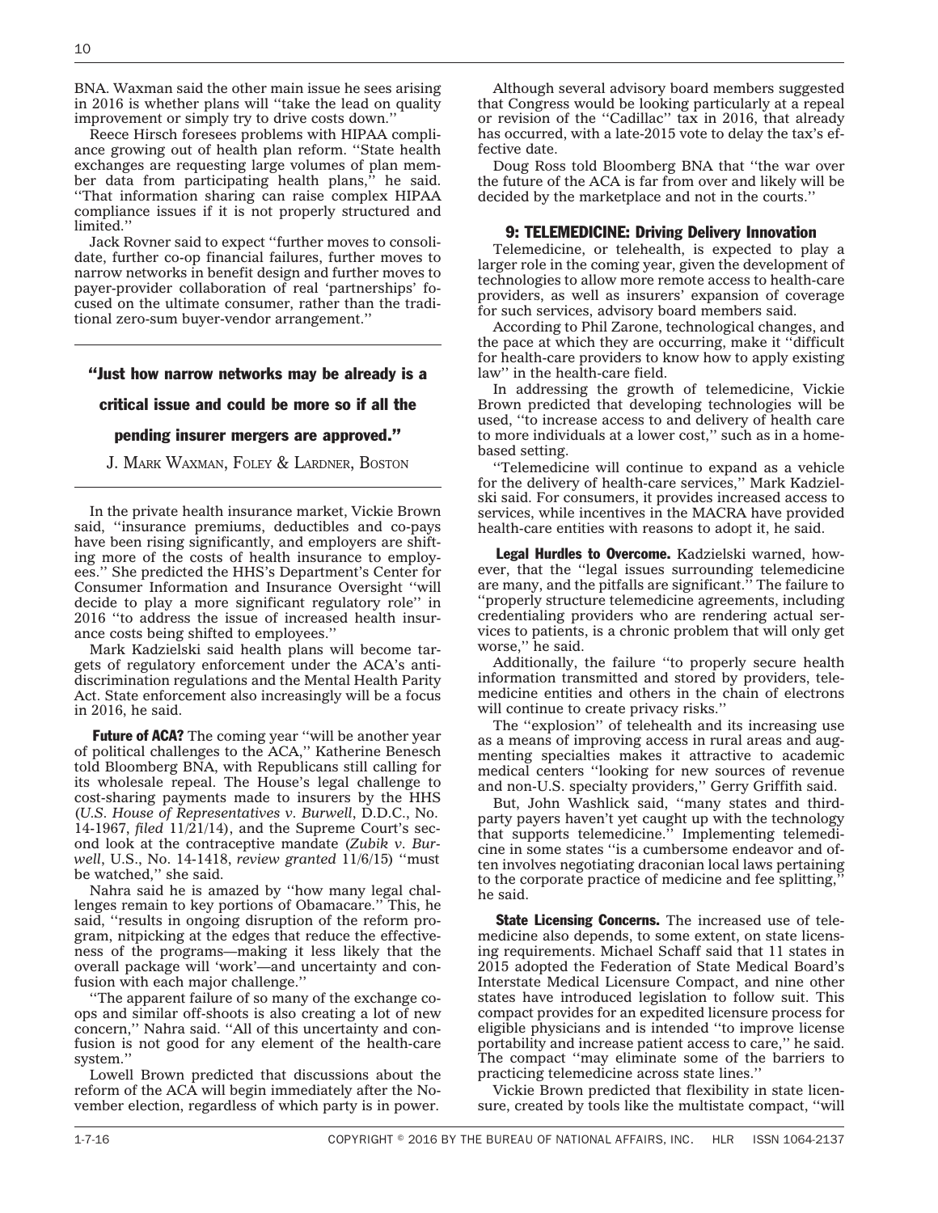BNA. Waxman said the other main issue he sees arising in 2016 is whether plans will ''take the lead on quality improvement or simply try to drive costs down.''

Reece Hirsch foresees problems with HIPAA compliance growing out of health plan reform. ''State health exchanges are requesting large volumes of plan member data from participating health plans,'' he said. ''That information sharing can raise complex HIPAA compliance issues if it is not properly structured and limited.''

Jack Rovner said to expect ''further moves to consolidate, further co-op financial failures, further moves to narrow networks in benefit design and further moves to payer-provider collaboration of real 'partnerships' focused on the ultimate consumer, rather than the traditional zero-sum buyer-vendor arrangement.''

---

**''Just how narrow networks may be already is a critical issue and could be more so if all the pending insurer mergers are approved.''**

J. MARK WAXMAN, FOLEY & LARDNER, BOSTON

---

In the private health insurance market, Vickie Brown said, ''insurance premiums, deductibles and co-pays have been rising significantly, and employers are shifting more of the costs of health insurance to employees.'' She predicted the HHS's Department's Center for Consumer Information and Insurance Oversight ''will decide to play a more significant regulatory role'' in 2016 ''to address the issue of increased health insurance costs being shifted to employees.''

Mark Kadzielski said health plans will become targets of regulatory enforcement under the ACA's antidiscrimination regulations and the Mental Health Parity Act. State enforcement also increasingly will be a focus in 2016, he said.

**Future of ACA?** The coming year ''will be another year of political challenges to the ACA,'' Katherine Benesch told Bloomberg BNA, with Republicans still calling for its wholesale repeal. The House's legal challenge to cost-sharing payments made to insurers by the HHS (*U.S. House of Representatives v. Burwell*, D.D.C., No. 14-1967, *filed* 11/21/14), and the Supreme Court's second look at the contraceptive mandate (*Zubik v. Burwell*, U.S., No. 14-1418, *review granted* 11/6/15) ''must be watched,'' she said.

Nahra said he is amazed by ''how many legal challenges remain to key portions of Obamacare.'' This, he said, ''results in ongoing disruption of the reform program, nitpicking at the edges that reduce the effectiveness of the programs—making it less likely that the overall package will 'work'—and uncertainty and confusion with each major challenge.''

''The apparent failure of so many of the exchange co-ops and similar off-shoots is also creating a lot of new concern,'' Nahra said. ''All of this uncertainty and confusion is not good for any element of the health-care system.''

Lowell Brown predicted that discussions about the reform of the ACA will begin immediately after the November election, regardless of which party is in power.

Although several advisory board members suggested that Congress would be looking particularly at a repeal or revision of the ''Cadillac'' tax in 2016, that already has occurred, with a late-2015 vote to delay the tax's effective date.

Doug Ross told Bloomberg BNA that ''the war over the future of the ACA is far from over and likely will be decided by the marketplace and not in the courts.''

### 9: TELEMEDICINE: Driving Delivery Innovation

Telemedicine, or telehealth, is expected to play a larger role in the coming year, given the development of technologies to allow more remote access to health-care providers, as well as insurers' expansion of coverage for such services, advisory board members said.

According to Phil Zarone, technological changes, and the pace at which they are occurring, make it ''difficult for health-care providers to know how to apply existing law'' in the health-care field.

In addressing the growth of telemedicine, Vickie Brown predicted that developing technologies will be used, ''to increase access to and delivery of health care to more individuals at a lower cost,'' such as in a home-based setting.

''Telemedicine will continue to expand as a vehicle for the delivery of health-care services,'' Mark Kadzielski said. For consumers, it provides increased access to services, while incentives in the MACRA have provided health-care entities with reasons to adopt it, he said.

**Legal Hurdles to Overcome.** Kadzielski warned, however, that the ''legal issues surrounding telemedicine are many, and the pitfalls are significant.'' The failure to ''properly structure telemedicine agreements, including credentialing providers who are rendering actual services to patients, is a chronic problem that will only get worse,'' he said.

Additionally, the failure ''to properly secure health information transmitted and stored by providers, telemedicine entities and others in the chain of electrons will continue to create privacy risks.''

The ''explosion'' of telehealth and its increasing use as a means of improving access in rural areas and augmenting specialties makes it attractive to academic medical centers ''looking for new sources of revenue and non-U.S. specialty providers,'' Gerry Griffith said.

But, John Washlick said, ''many states and third-party payers haven't yet caught up with the technology that supports telemedicine.'' Implementing telemedicine in some states ''is a cumbersome endeavor and often involves negotiating draconian local laws pertaining to the corporate practice of medicine and fee splitting,'' he said.

**State Licensing Concerns.** The increased use of telemedicine also depends, to some extent, on state licensing requirements. Michael Schaff said that 11 states in 2015 adopted the Federation of State Medical Board's Interstate Medical Licensure Compact, and nine other states have introduced legislation to follow suit. This compact provides for an expedited licensure process for eligible physicians and is intended ''to improve license portability and increase patient access to care,'' he said. The compact ''may eliminate some of the barriers to practicing telemedicine across state lines.''

Vickie Brown predicted that flexibility in state licensure, created by tools like the multistate compact, ''will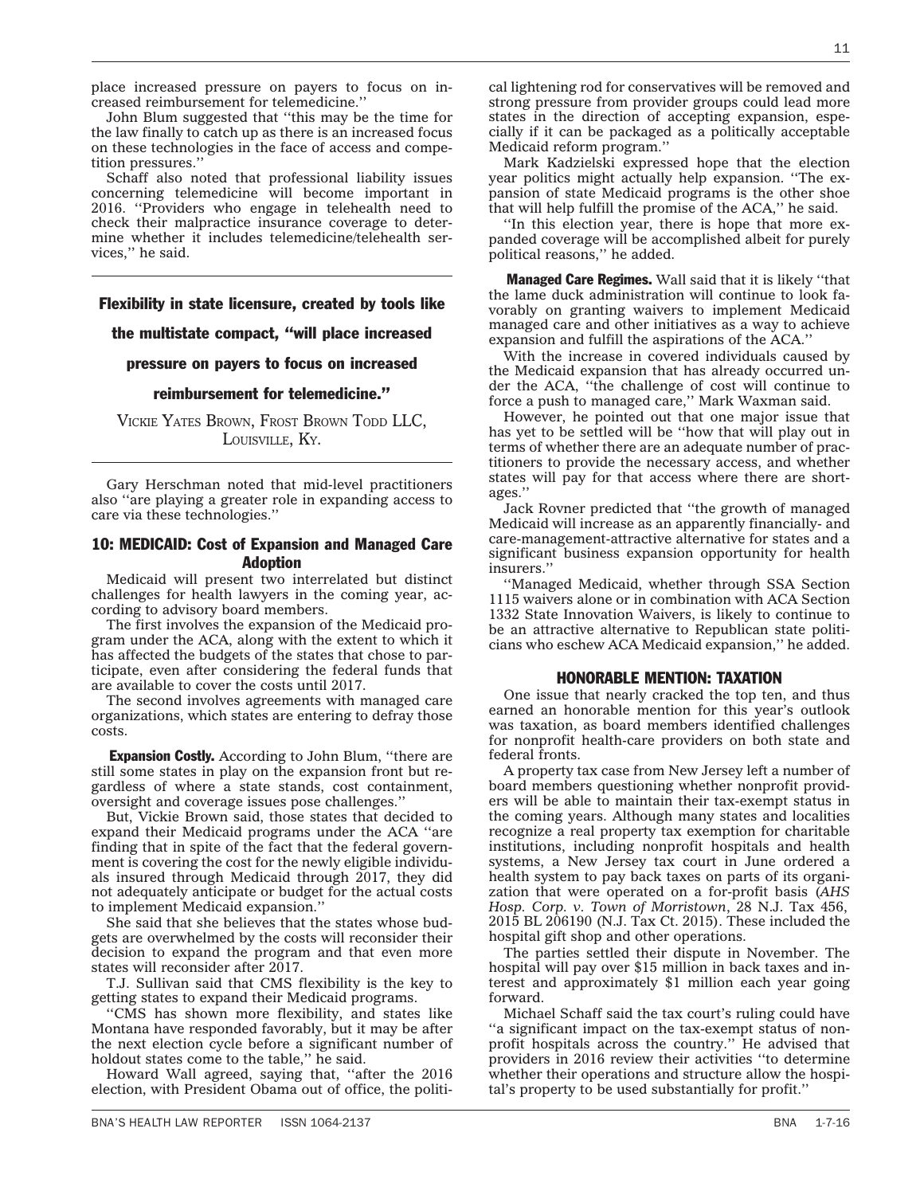place increased pressure on payers to focus on increased reimbursement for telemedicine.''

John Blum suggested that ''this may be the time for the law finally to catch up as there is an increased focus on these technologies in the face of access and competition pressures.''

Schaff also noted that professional liability issues concerning telemedicine will become important in 2016. ''Providers who engage in telehealth need to check their malpractice insurance coverage to determine whether it includes telemedicine/telehealth services,'' he said.

---

**Flexibility in state licensure, created by tools like the multistate compact, "will place increased pressure on payers to focus on increased reimbursement for telemedicine."**

VICKIE YATES BROWN, FROST BROWN TODD LLC, LOUISVILLE, KY.

---

Gary Herschman noted that mid-level practitioners also ''are playing a greater role in expanding access to care via these technologies.''

## 10: MEDICAID: Cost of Expansion and Managed Care Adoption

Medicaid will present two interrelated but distinct challenges for health lawyers in the coming year, according to advisory board members.

The first involves the expansion of the Medicaid program under the ACA, along with the extent to which it has affected the budgets of the states that chose to participate, even after considering the federal funds that are available to cover the costs until 2017.

The second involves agreements with managed care organizations, which states are entering to defray those costs.

**Expansion Costly.** According to John Blum, ''there are still some states in play on the expansion front but regardless of where a state stands, cost containment, oversight and coverage issues pose challenges.''

But, Vickie Brown said, those states that decided to expand their Medicaid programs under the ACA ''are finding that in spite of the fact that the federal government is covering the cost for the newly eligible individuals insured through Medicaid through 2017, they did not adequately anticipate or budget for the actual costs to implement Medicaid expansion.''

She said that she believes that the states whose budgets are overwhelmed by the costs will reconsider their decision to expand the program and that even more states will reconsider after 2017.

T.J. Sullivan said that CMS flexibility is the key to getting states to expand their Medicaid programs.

''CMS has shown more flexibility, and states like Montana have responded favorably, but it may be after the next election cycle before a significant number of holdout states come to the table,'' he said.

Howard Wall agreed, saying that, ''after the 2016 election, with President Obama out of office, the political lightening rod for conservatives will be removed and strong pressure from provider groups could lead more states in the direction of accepting expansion, especially if it can be packaged as a politically acceptable Medicaid reform program.''

Mark Kadzielski expressed hope that the election year politics might actually help expansion. ''The expansion of state Medicaid programs is the other shoe that will help fulfill the promise of the ACA,'' he said.

''In this election year, there is hope that more expanded coverage will be accomplished albeit for purely political reasons,'' he added.

**Managed Care Regimes.** Wall said that it is likely ''that the lame duck administration will continue to look favorably on granting waivers to implement Medicaid managed care and other initiatives as a way to achieve expansion and fulfill the aspirations of the ACA.''

With the increase in covered individuals caused by the Medicaid expansion that has already occurred under the ACA, ''the challenge of cost will continue to force a push to managed care,'' Mark Waxman said.

However, he pointed out that one major issue that has yet to be settled will be ''how that will play out in terms of whether there are an adequate number of practitioners to provide the necessary access, and whether states will pay for that access where there are shortages.''

Jack Rovner predicted that ''the growth of managed Medicaid will increase as an apparently financially- and care-management-attractive alternative for states and a significant business expansion opportunity for health insurers.''

''Managed Medicaid, whether through SSA Section 1115 waivers alone or in combination with ACA Section 1332 State Innovation Waivers, is likely to continue to be an attractive alternative to Republican state politicians who eschew ACA Medicaid expansion,'' he added.

## HONORABLE MENTION: TAXATION

One issue that nearly cracked the top ten, and thus earned an honorable mention for this year's outlook was taxation, as board members identified challenges for nonprofit health-care providers on both state and federal fronts.

A property tax case from New Jersey left a number of board members questioning whether nonprofit providers will be able to maintain their tax-exempt status in the coming years. Although many states and localities recognize a real property tax exemption for charitable institutions, including nonprofit hospitals and health systems, a New Jersey tax court in June ordered a health system to pay back taxes on parts of its organization that were operated on a for-profit basis (*AHS Hosp. Corp. v. Town of Morristown*, 28 N.J. Tax 456, 2015 BL 206190 (N.J. Tax Ct. 2015). These included the hospital gift shop and other operations.

The parties settled their dispute in November. The hospital will pay over $15 million in back taxes and interest and approximately $1 million each year going forward.

Michael Schaff said the tax court's ruling could have ''a significant impact on the tax-exempt status of nonprofit hospitals across the country.'' He advised that providers in 2016 review their activities ''to determine whether their operations and structure allow the hospital's property to be used substantially for profit.''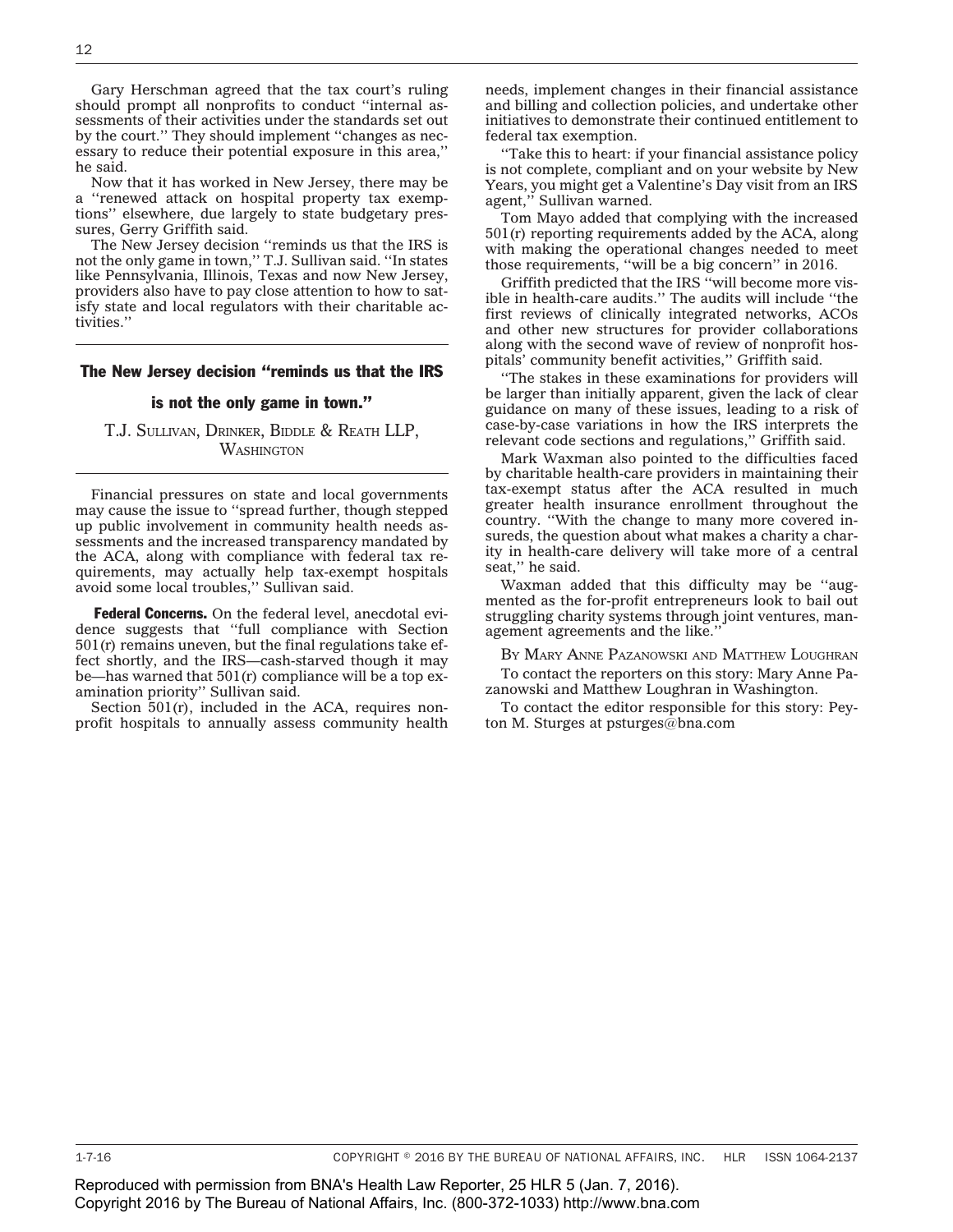Gary Herschman agreed that the tax court's ruling should prompt all nonprofits to conduct ''internal assessments of their activities under the standards set out by the court.'' They should implement ''changes as necessary to reduce their potential exposure in this area,'' he said.

Now that it has worked in New Jersey, there may be a ''renewed attack on hospital property tax exemptions'' elsewhere, due largely to state budgetary pressures, Gerry Griffith said.

The New Jersey decision ''reminds us that the IRS is not the only game in town,'' T.J. Sullivan said. ''In states like Pennsylvania, Illinois, Texas and now New Jersey, providers also have to pay close attention to how to satisfy state and local regulators with their charitable activities.''

---

**The New Jersey decision ''reminds us that the IRS is not the only game in town.''**

T.J. Sullivan, Drinker, Biddle & Reath LLP, Washington

---

Financial pressures on state and local governments may cause the issue to ''spread further, though stepped up public involvement in community health needs assessments and the increased transparency mandated by the ACA, along with compliance with federal tax requirements, may actually help tax-exempt hospitals avoid some local troubles,'' Sullivan said.

**Federal Concerns.** On the federal level, anecdotal evidence suggests that ''full compliance with Section 501(r) remains uneven, but the final regulations take effect shortly, and the IRS—cash-starved though it may be—has warned that 501(r) compliance will be a top examination priority'' Sullivan said.

Section 501(r), included in the ACA, requires nonprofit hospitals to annually assess community health needs, implement changes in their financial assistance and billing and collection policies, and undertake other initiatives to demonstrate their continued entitlement to federal tax exemption.

''Take this to heart: if your financial assistance policy is not complete, compliant and on your website by New Years, you might get a Valentine's Day visit from an IRS agent,'' Sullivan warned.

Tom Mayo added that complying with the increased 501(r) reporting requirements added by the ACA, along with making the operational changes needed to meet those requirements, ''will be a big concern'' in 2016.

Griffith predicted that the IRS ''will become more visible in health-care audits.'' The audits will include ''the first reviews of clinically integrated networks, ACOs and other new structures for provider collaborations along with the second wave of review of nonprofit hospitals' community benefit activities,'' Griffith said.

''The stakes in these examinations for providers will be larger than initially apparent, given the lack of clear guidance on many of these issues, leading to a risk of case-by-case variations in how the IRS interprets the relevant code sections and regulations,'' Griffith said.

Mark Waxman also pointed to the difficulties faced by charitable health-care providers in maintaining their tax-exempt status after the ACA resulted in much greater health insurance enrollment throughout the country. ''With the change to many more covered insureds, the question about what makes a charity a charity in health-care delivery will take more of a central seat,'' he said.

Waxman added that this difficulty may be ''augmented as the for-profit entrepreneurs look to bail out struggling charity systems through joint ventures, management agreements and the like.''

By Mary Anne Pazanowski and Matthew Loughran

To contact the reporters on this story: Mary Anne Pazanowski and Matthew Loughran in Washington.

To contact the editor responsible for this story: Peyton M. Sturges at psturges@bna.com

Reproduced with permission from BNA's Health Law Reporter, 25 HLR 5 (Jan. 7, 2016).
Copyright 2016 by The Bureau of National Affairs, Inc. (800-372-1033) http://www.bna.com